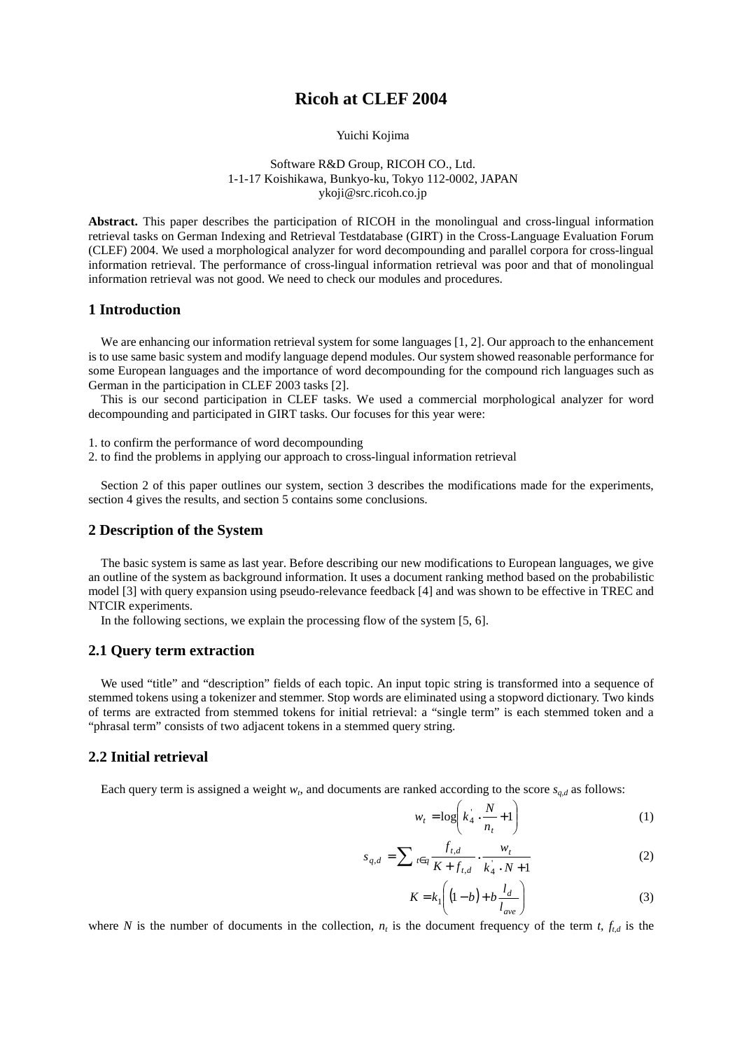# Ricoh at CLEF 2004

Yuichi Kojima

Software R&D Group, RICOH CO., Ltd.
1-1-17 Koishikawa, Bunkyo-ku, Tokyo 112-0002, JAPAN
ykoji@src.ricoh.co.jp

**Abstract.** This paper describes the participation of RICOH in the monolingual and cross-lingual information retrieval tasks on German Indexing and Retrieval Testdatabase (GIRT) in the Cross-Language Evaluation Forum (CLEF) 2004. We used a morphological analyzer for word decompounding and parallel corpora for cross-lingual information retrieval. The performance of cross-lingual information retrieval was poor and that of monolingual information retrieval was not good. We need to check our modules and procedures.

## 1 Introduction

We are enhancing our information retrieval system for some languages [1, 2]. Our approach to the enhancement is to use same basic system and modify language depend modules. Our system showed reasonable performance for some European languages and the importance of word decompounding for the compound rich languages such as German in the participation in CLEF 2003 tasks [2].

This is our second participation in CLEF tasks. We used a commercial morphological analyzer for word decompounding and participated in GIRT tasks. Our focuses for this year were:

1. to confirm the performance of word decompounding
2. to find the problems in applying our approach to cross-lingual information retrieval

Section 2 of this paper outlines our system, section 3 describes the modifications made for the experiments, section 4 gives the results, and section 5 contains some conclusions.

## 2 Description of the System

The basic system is same as last year. Before describing our new modifications to European languages, we give an outline of the system as background information. It uses a document ranking method based on the probabilistic model [3] with query expansion using pseudo-relevance feedback [4] and was shown to be effective in TREC and NTCIR experiments.

In the following sections, we explain the processing flow of the system [5, 6].

## 2.1 Query term extraction

We used "title" and "description" fields of each topic. An input topic string is transformed into a sequence of stemmed tokens using a tokenizer and stemmer. Stop words are eliminated using a stopword dictionary. Two kinds of terms are extracted from stemmed tokens for initial retrieval: a "single term" is each stemmed token and a "phrasal term" consists of two adjacent tokens in a stemmed query string.

## 2.2 Initial retrieval

Each query term is assigned a weight $w_t$, and documents are ranked according to the score $s_{q,d}$ as follows:

$$w_t = \log\left(k_4' \cdot \frac{N}{n_t} + 1\right) \tag{1}$$

$$s_{q,d} = \sum_{t \in q} \frac{f_{t,d}}{K + f_{t,d}} \cdot \frac{w_t}{k_4' \cdot N + 1} \tag{2}$$

$$K = k_1\left((1 - b) + b\frac{l_d}{l_{ave}}\right) \tag{3}$$

where $N$ is the number of documents in the collection, $n_t$ is the document frequency of the term $t$, $f_{t,d}$ is the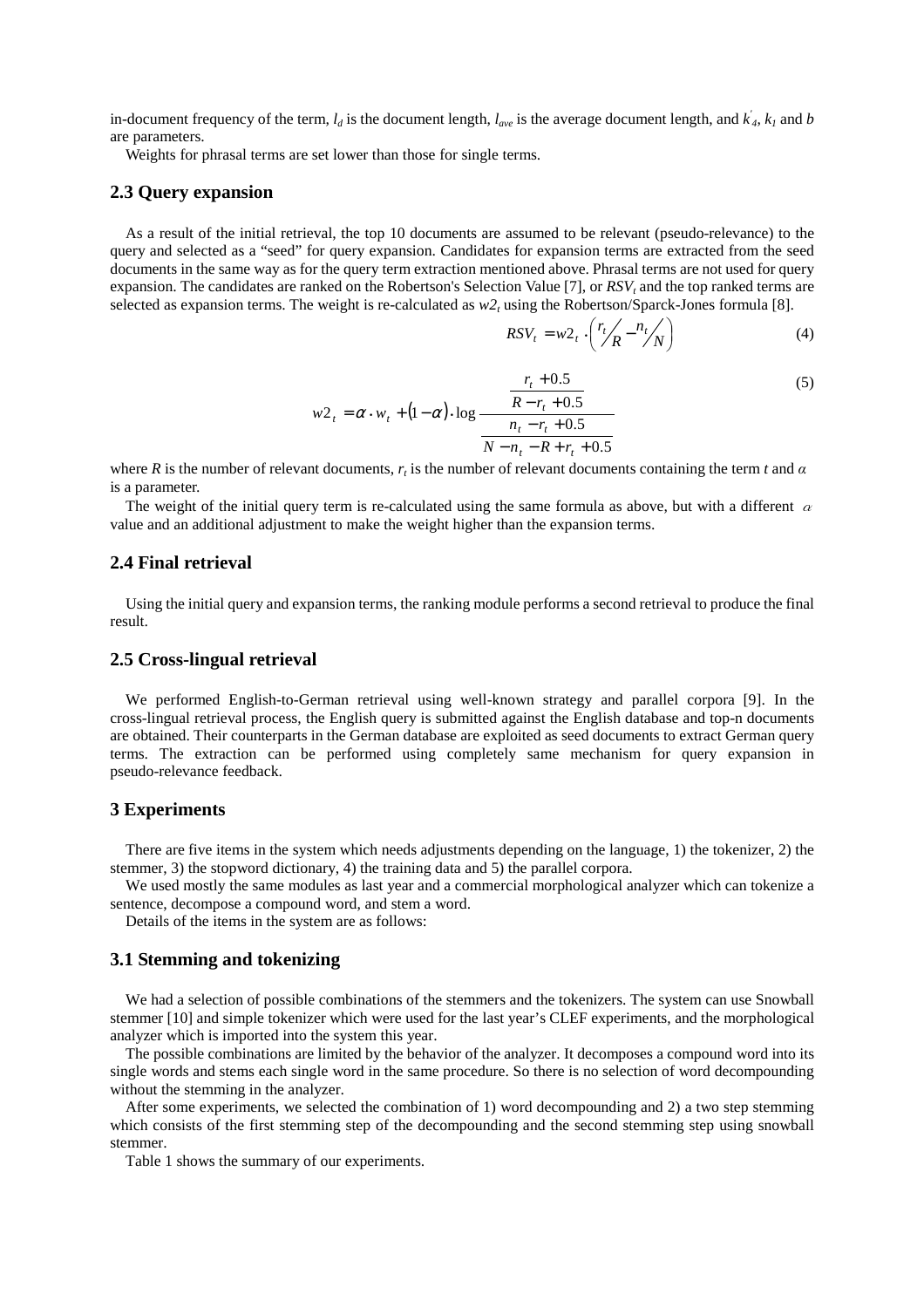in-document frequency of the term, $l_d$ is the document length, $l_{ave}$ is the average document length, and $k'_4$, $k_1$ and $b$ are parameters.

Weights for phrasal terms are set lower than those for single terms.

### 2.3 Query expansion

As a result of the initial retrieval, the top 10 documents are assumed to be relevant (pseudo-relevance) to the query and selected as a "seed" for query expansion. Candidates for expansion terms are extracted from the seed documents in the same way as for the query term extraction mentioned above. Phrasal terms are not used for query expansion. The candidates are ranked on the Robertson's Selection Value [7], or $RSV_t$ and the top ranked terms are selected as expansion terms. The weight is re-calculated as $w2_t$ using the Robertson/Sparck-Jones formula [8].

$$RSV_t = w2_t \cdot \left( {r_t}/{R} - {n_t}/{N} \right) \tag{4}$$

$$w2_t = \alpha \cdot w_t + (1 - \alpha) \cdot \log \frac{\dfrac{r_t + 0.5}{R - r_t + 0.5}}{\dfrac{n_t - r_t + 0.5}{N - n_t - R + r_t + 0.5}} \tag{5}$$

where $R$ is the number of relevant documents, $r_t$ is the number of relevant documents containing the term $t$ and $\alpha$ is a parameter.

The weight of the initial query term is re-calculated using the same formula as above, but with a different $\alpha$ value and an additional adjustment to make the weight higher than the expansion terms.

### 2.4 Final retrieval

Using the initial query and expansion terms, the ranking module performs a second retrieval to produce the final result.

### 2.5 Cross-lingual retrieval

We performed English-to-German retrieval using well-known strategy and parallel corpora [9]. In the cross-lingual retrieval process, the English query is submitted against the English database and top-n documents are obtained. Their counterparts in the German database are exploited as seed documents to extract German query terms. The extraction can be performed using completely same mechanism for query expansion in pseudo-relevance feedback.

## 3 Experiments

There are five items in the system which needs adjustments depending on the language, 1) the tokenizer, 2) the stemmer, 3) the stopword dictionary, 4) the training data and 5) the parallel corpora.

We used mostly the same modules as last year and a commercial morphological analyzer which can tokenize a sentence, decompose a compound word, and stem a word.

Details of the items in the system are as follows:

### 3.1 Stemming and tokenizing

We had a selection of possible combinations of the stemmers and the tokenizers. The system can use Snowball stemmer [10] and simple tokenizer which were used for the last year's CLEF experiments, and the morphological analyzer which is imported into the system this year.

The possible combinations are limited by the behavior of the analyzer. It decomposes a compound word into its single words and stems each single word in the same procedure. So there is no selection of word decompounding without the stemming in the analyzer.

After some experiments, we selected the combination of 1) word decompounding and 2) a two step stemming which consists of the first stemming step of the decompounding and the second stemming step using snowball stemmer.

Table 1 shows the summary of our experiments.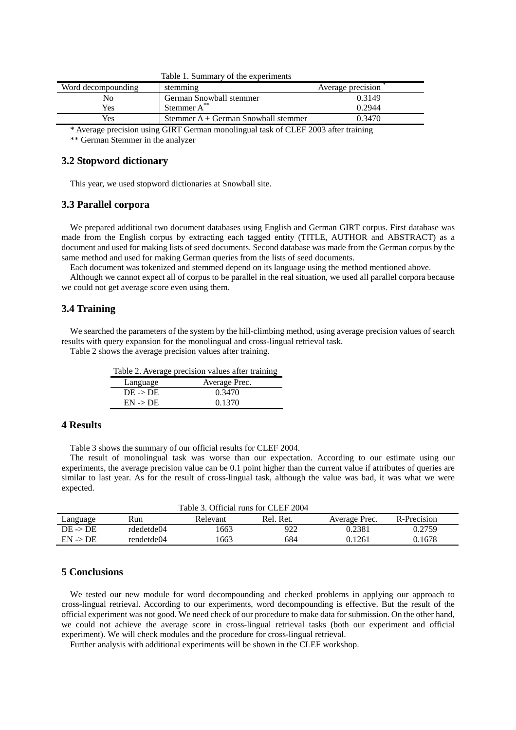Table 1. Summary of the experiments

| Word decompounding | stemming | Average precision * |
|---|---|---|
| No | German Snowball stemmer | 0.3149 |
| Yes | Stemmer A ** | 0.2944 |
| Yes | Stemmer A + German Snowball stemmer | 0.3470 |

\* Average precision using GIRT German monolingual task of CLEF 2003 after training

\*\* German Stemmer in the analyzer

### 3.2 Stopword dictionary

This year, we used stopword dictionaries at Snowball site.

### 3.3 Parallel corpora

We prepared additional two document databases using English and German GIRT corpus. First database was made from the English corpus by extracting each tagged entity (TITLE, AUTHOR and ABSTRACT) as a document and used for making lists of seed documents. Second database was made from the German corpus by the same method and used for making German queries from the lists of seed documents.

Each document was tokenized and stemmed depend on its language using the method mentioned above.

Although we cannot expect all of corpus to be parallel in the real situation, we used all parallel corpora because we could not get average score even using them.

### 3.4 Training

We searched the parameters of the system by the hill-climbing method, using average precision values of search results with query expansion for the monolingual and cross-lingual retrieval task.

Table 2 shows the average precision values after training.

Table 2. Average precision values after training

| Language | Average Prec. |
|---|---|
| DE -> DE | 0.3470 |
| EN -> DE | 0.1370 |

## 4 Results

Table 3 shows the summary of our official results for CLEF 2004.

The result of monolingual task was worse than our expectation. According to our estimate using our experiments, the average precision value can be 0.1 point higher than the current value if attributes of queries are similar to last year. As for the result of cross-lingual task, although the value was bad, it was what we were expected.

Table 3. Official runs for CLEF 2004

| Language | Run | Relevant | Rel. Ret. | Average Prec. | R-Precision |
|---|---|---|---|---|---|
| DE -> DE | rdedetde04 | 1663 | 922 | 0.2381 | 0.2759 |
| EN -> DE | rendetde04 | 1663 | 684 | 0.1261 | 0.1678 |

## 5 Conclusions

We tested our new module for word decompounding and checked problems in applying our approach to cross-lingual retrieval. According to our experiments, word decompounding is effective. But the result of the official experiment was not good. We need check of our procedure to make data for submission. On the other hand, we could not achieve the average score in cross-lingual retrieval tasks (both our experiment and official experiment). We will check modules and the procedure for cross-lingual retrieval.

Further analysis with additional experiments will be shown in the CLEF workshop.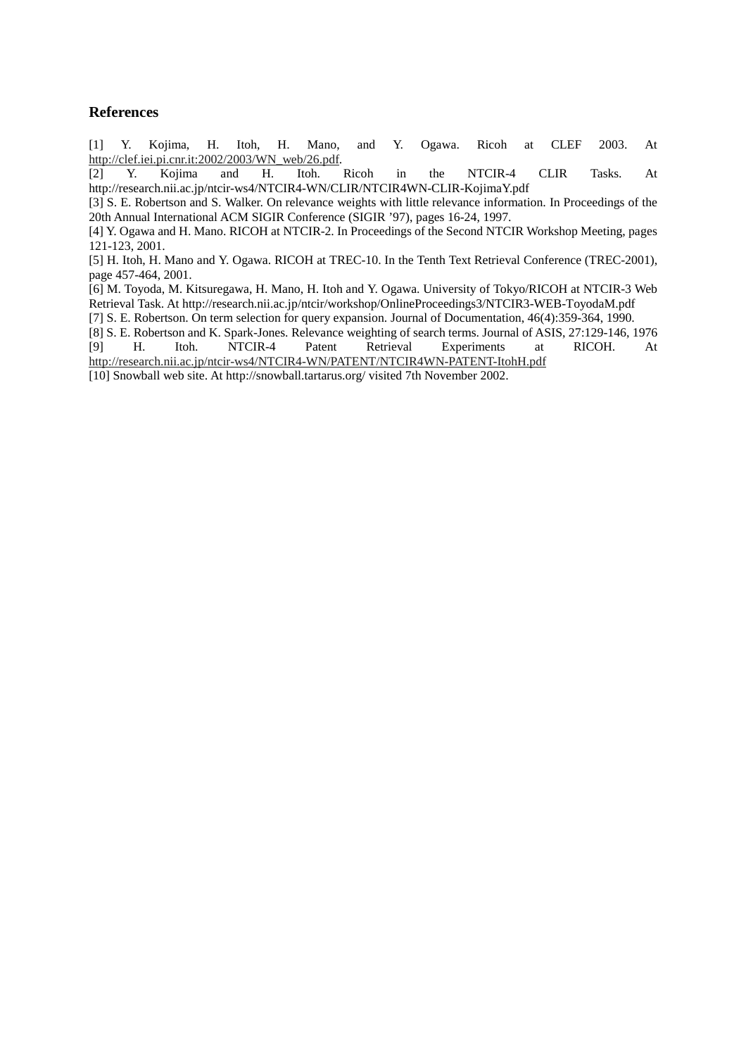## References

[1] Y. Kojima, H. Itoh, H. Mano, and Y. Ogawa. Ricoh at CLEF 2003. At http://clef.iei.pi.cnr.it:2002/2003/WN_web/26.pdf.

[2] Y. Kojima and H. Itoh. Ricoh in the NTCIR-4 CLIR Tasks. At http://research.nii.ac.jp/ntcir-ws4/NTCIR4-WN/CLIR/NTCIR4WN-CLIR-KojimaY.pdf

[3] S. E. Robertson and S. Walker. On relevance weights with little relevance information. In Proceedings of the 20th Annual International ACM SIGIR Conference (SIGIR '97), pages 16-24, 1997.

[4] Y. Ogawa and H. Mano. RICOH at NTCIR-2. In Proceedings of the Second NTCIR Workshop Meeting, pages 121-123, 2001.

[5] H. Itoh, H. Mano and Y. Ogawa. RICOH at TREC-10. In the Tenth Text Retrieval Conference (TREC-2001), page 457-464, 2001.

[6] M. Toyoda, M. Kitsuregawa, H. Mano, H. Itoh and Y. Ogawa. University of Tokyo/RICOH at NTCIR-3 Web Retrieval Task. At http://research.nii.ac.jp/ntcir/workshop/OnlineProceedings3/NTCIR3-WEB-ToyodaM.pdf

[7] S. E. Robertson. On term selection for query expansion. Journal of Documentation, 46(4):359-364, 1990.

[8] S. E. Robertson and K. Spark-Jones. Relevance weighting of search terms. Journal of ASIS, 27:129-146, 1976

[9] H. Itoh. NTCIR-4 Patent Retrieval Experiments at RICOH. At http://research.nii.ac.jp/ntcir-ws4/NTCIR4-WN/PATENT/NTCIR4WN-PATENT-ItohH.pdf

[10] Snowball web site. At http://snowball.tartarus.org/ visited 7th November 2002.